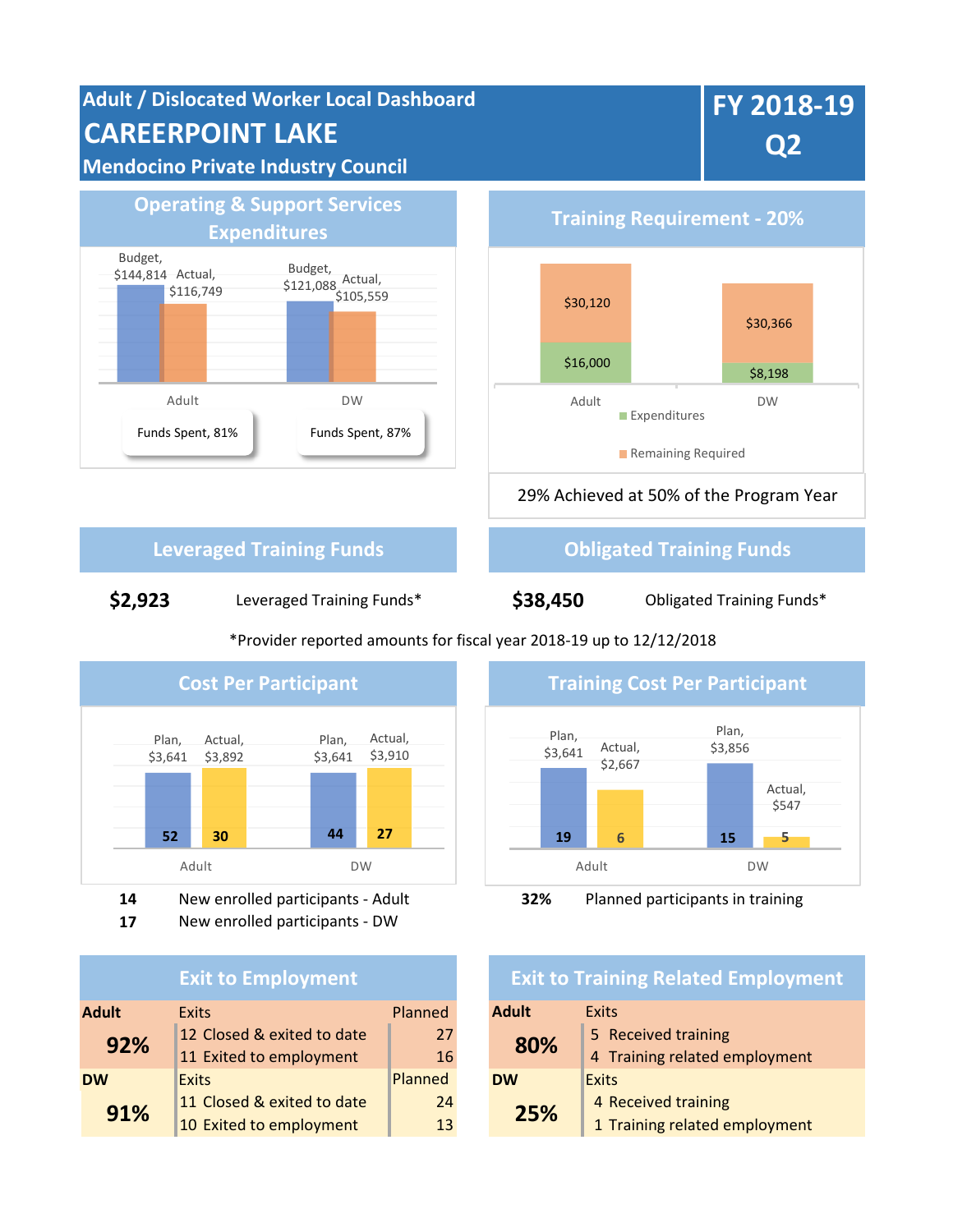# Adult / Dislocated Worker Local Dashboard

# CAREERPOINT LAKE

## Mendocino Private Industry Council

**FY 2018-19 Q2**

## Operating & Support Services Expenditures

| | Budget | Actual |
|---|---|---|
| Adult | $144,814 | $116,749 |
| DW | $121,088 | $105,559 |

Adult: Funds Spent, 81%

DW: Funds Spent, 87%

## Training Requirement - 20%

| | Expenditures | Remaining Required |
|---|---|---|
| Adult | $16,000 | $30,120 |
| DW | $8,198 | $30,366 |

29% Achieved at 50% of the Program Year

## Leveraged Training Funds

**$2,923** Leveraged Training Funds*

## Obligated Training Funds

**$38,450** Obligated Training Funds*

*Provider reported amounts for fiscal year 2018-19 up to 12/12/2018

## Cost Per Participant

| | Plan | Actual |
|---|---|---|
| Adult | $3,641 (52) | $3,892 (30) |
| DW | $3,641 (44) | $3,910 (27) |

**14** New enrolled participants - Adult

**17** New enrolled participants - DW

## Training Cost Per Participant

| | Plan | Actual |
|---|---|---|
| Adult | $3,641 (19) | $2,667 (6) |
| DW | $3,856 (15) | $547 (5) |

**32%** Planned participants in training

## Exit to Employment

| **Adult** | Exits | Planned |
|---|---|---|
| **92%** | 12 Closed & exited to date | 27 |
| | 11 Exited to employment | 16 |
| **DW** | Exits | Planned |
| **91%** | 11 Closed & exited to date | 24 |
| | 10 Exited to employment | 13 |

## Exit to Training Related Employment

| **Adult** | Exits |
|---|---|
| **80%** | 5 Received training |
| | 4 Training related employment |
| **DW** | Exits |
| **25%** | 4 Received training |
| | 1 Training related employment |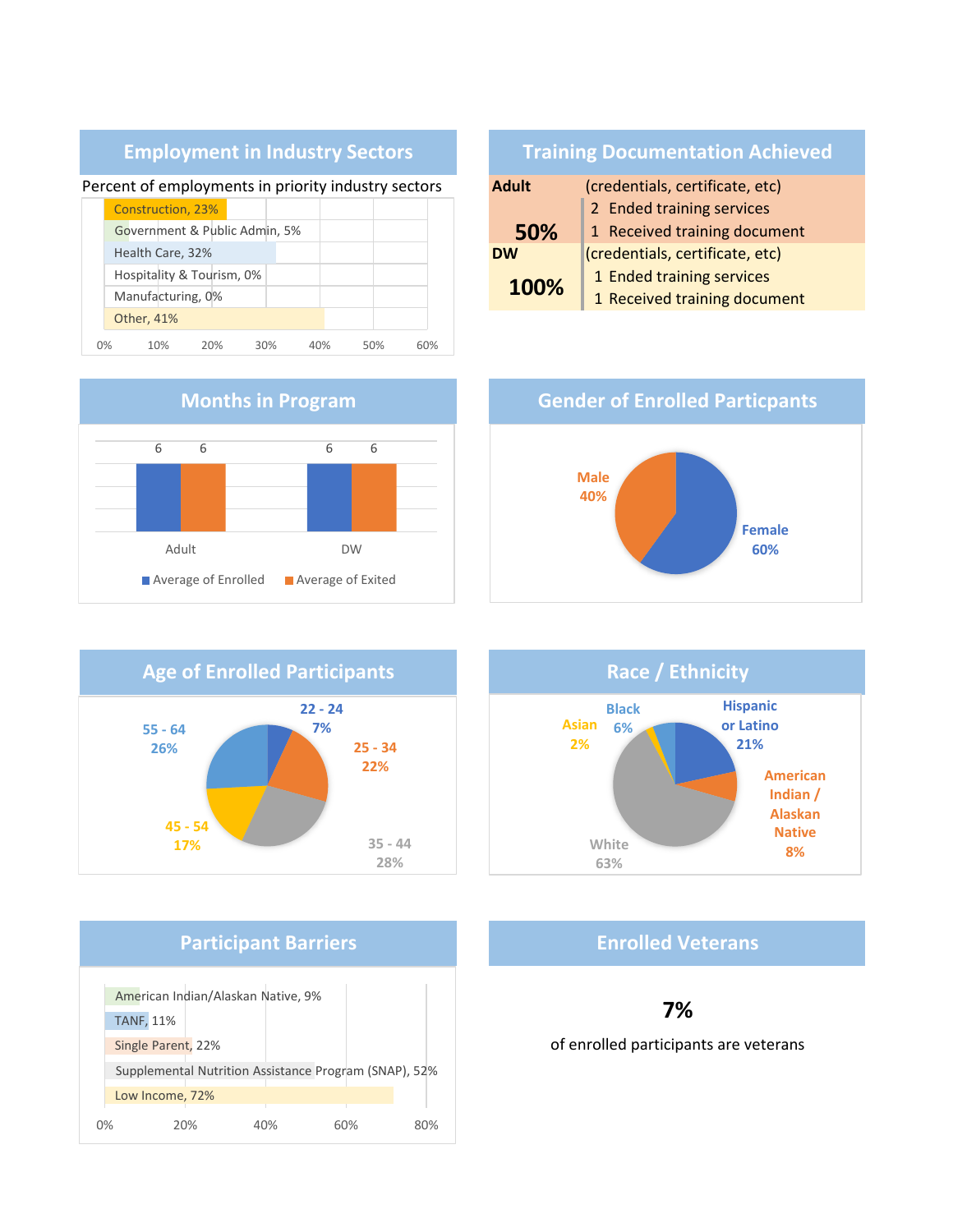## Employment in Industry Sectors

Percent of employments in priority industry sectors

Construction, 23%
Government & Public Admin, 5%
Health Care, 32%
Hospitality & Tourism, 0%
Manufacturing, 0%
Other, 41%

0% 10% 20% 30% 40% 50% 60%

## Training Documentation Achieved

**Adult** (credentials, certificate, etc)

**50%**
2 Ended training services
1 Received training document

**DW** (credentials, certificate, etc)

**100%**
1 Ended training services
1 Received training document

## Months in Program

Adult: 6, 6
DW: 6, 6

Average of Enrolled
Average of Exited

## Gender of Enrolled Particpants

Male 40%
Female 60%

## Age of Enrolled Participants

22 - 24 7%
25 - 34 22%
35 - 44 28%
45 - 54 17%
55 - 64 26%

## Race / Ethnicity

Hispanic or Latino 21%
American Indian / Alaskan Native 8%
White 63%
Asian 2%
Black 6%

## Participant Barriers

American Indian/Alaskan Native, 9%
TANF, 11%
Single Parent, 22%
Supplemental Nutrition Assistance Program (SNAP), 52%
Low Income, 72%

0% 20% 40% 60% 80%

## Enrolled Veterans

**7%**

of enrolled participants are veterans